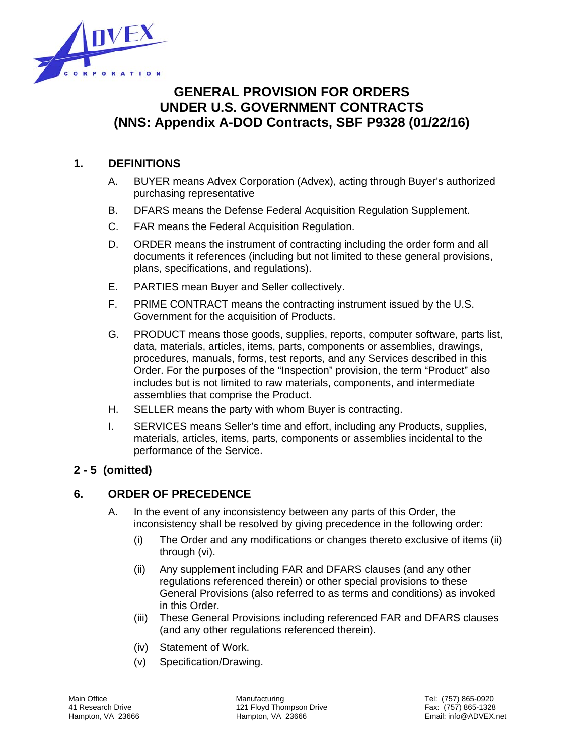# GENERAL PROVISION FOR ORDERS UNDER U.S. GOVERNMENT CONTRACTS (NNS: Appendix A-DOD Contracts, SBF P9328 (01/22/16)

## 1. DEFINITIONS

A. BUYER means Advex Corporation (Advex), acting through Buyer's authorized purchasing representative

B. DFARS means the Defense Federal Acquisition Regulation Supplement.

C. FAR means the Federal Acquisition Regulation.

D. ORDER means the instrument of contracting including the order form and all documents it references (including but not limited to these general provisions, plans, specifications, and regulations).

E. PARTIES mean Buyer and Seller collectively.

F. PRIME CONTRACT means the contracting instrument issued by the U.S. Government for the acquisition of Products.

G. PRODUCT means those goods, supplies, reports, computer software, parts list, data, materials, articles, items, parts, components or assemblies, drawings, procedures, manuals, forms, test reports, and any Services described in this Order. For the purposes of the "Inspection" provision, the term "Product" also includes but is not limited to raw materials, components, and intermediate assemblies that comprise the Product.

H. SELLER means the party with whom Buyer is contracting.

I. SERVICES means Seller's time and effort, including any Products, supplies, materials, articles, items, parts, components or assemblies incidental to the performance of the Service.

## 2 - 5 (omitted)

## 6. ORDER OF PRECEDENCE

A. In the event of any inconsistency between any parts of this Order, the inconsistency shall be resolved by giving precedence in the following order:

(i) The Order and any modifications or changes thereto exclusive of items (ii) through (vi).

(ii) Any supplement including FAR and DFARS clauses (and any other regulations referenced therein) or other special provisions to these General Provisions (also referred to as terms and conditions) as invoked in this Order.

(iii) These General Provisions including referenced FAR and DFARS clauses (and any other regulations referenced therein).

(iv) Statement of Work.

(v) Specification/Drawing.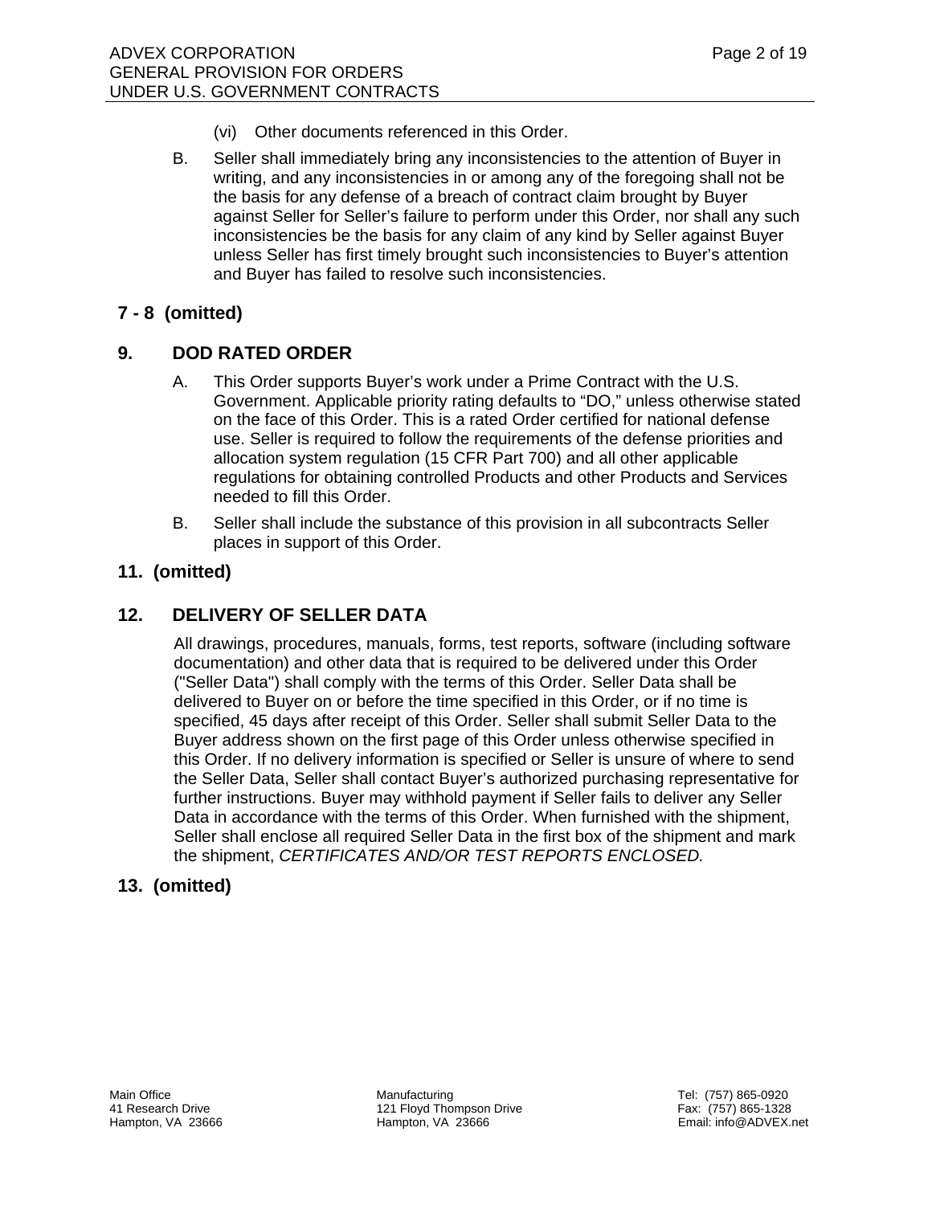(vi) Other documents referenced in this Order.

B. Seller shall immediately bring any inconsistencies to the attention of Buyer in writing, and any inconsistencies in or among any of the foregoing shall not be the basis for any defense of a breach of contract claim brought by Buyer against Seller for Seller's failure to perform under this Order, nor shall any such inconsistencies be the basis for any claim of any kind by Seller against Buyer unless Seller has first timely brought such inconsistencies to Buyer's attention and Buyer has failed to resolve such inconsistencies.

## 7 - 8 (omitted)

## 9. DOD RATED ORDER

A. This Order supports Buyer's work under a Prime Contract with the U.S. Government. Applicable priority rating defaults to "DO," unless otherwise stated on the face of this Order. This is a rated Order certified for national defense use. Seller is required to follow the requirements of the defense priorities and allocation system regulation (15 CFR Part 700) and all other applicable regulations for obtaining controlled Products and other Products and Services needed to fill this Order.

B. Seller shall include the substance of this provision in all subcontracts Seller places in support of this Order.

## 11. (omitted)

## 12. DELIVERY OF SELLER DATA

All drawings, procedures, manuals, forms, test reports, software (including software documentation) and other data that is required to be delivered under this Order ("Seller Data") shall comply with the terms of this Order. Seller Data shall be delivered to Buyer on or before the time specified in this Order, or if no time is specified, 45 days after receipt of this Order. Seller shall submit Seller Data to the Buyer address shown on the first page of this Order unless otherwise specified in this Order. If no delivery information is specified or Seller is unsure of where to send the Seller Data, Seller shall contact Buyer's authorized purchasing representative for further instructions. Buyer may withhold payment if Seller fails to deliver any Seller Data in accordance with the terms of this Order. When furnished with the shipment, Seller shall enclose all required Seller Data in the first box of the shipment and mark the shipment, *CERTIFICATES AND/OR TEST REPORTS ENCLOSED.*

## 13. (omitted)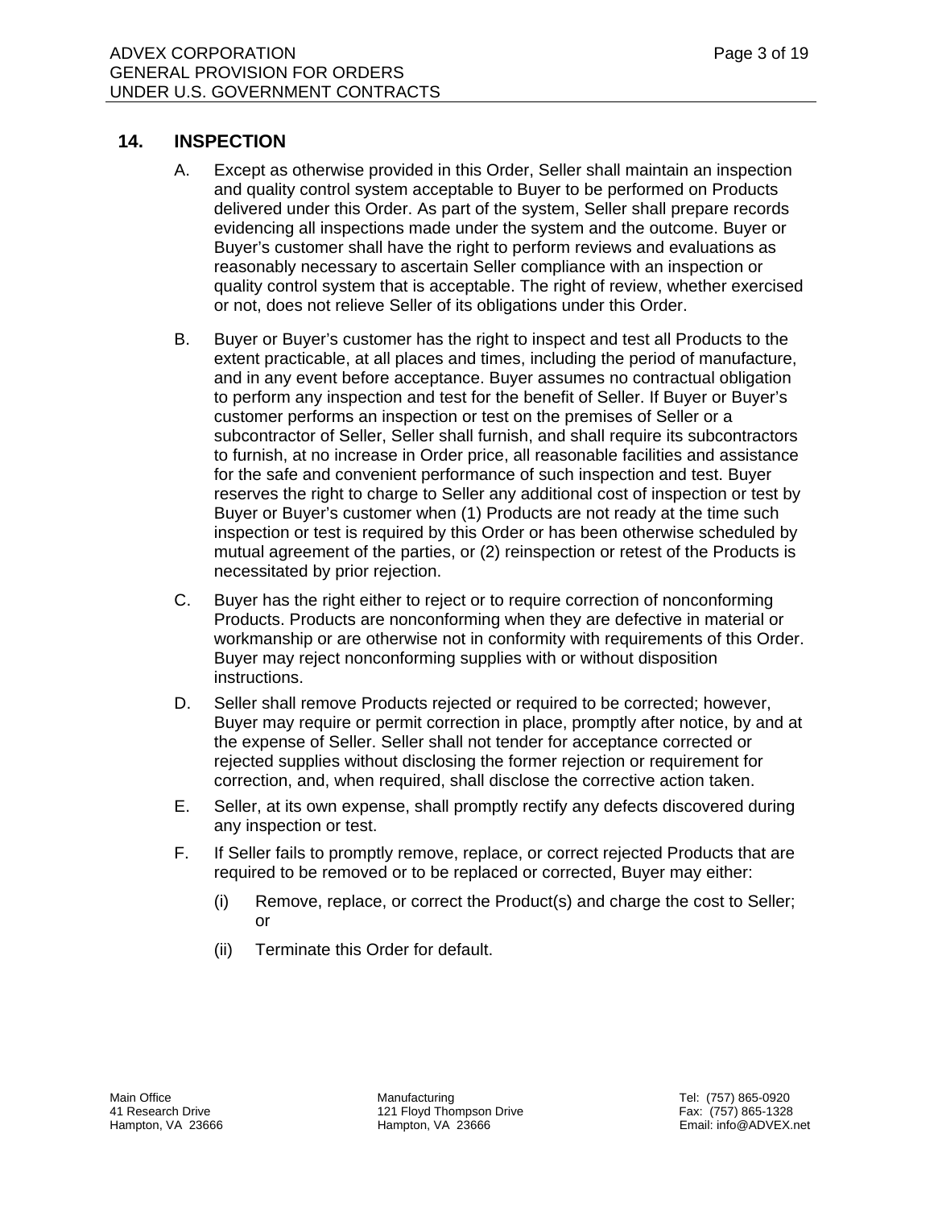## 14. INSPECTION

A. Except as otherwise provided in this Order, Seller shall maintain an inspection and quality control system acceptable to Buyer to be performed on Products delivered under this Order. As part of the system, Seller shall prepare records evidencing all inspections made under the system and the outcome. Buyer or Buyer's customer shall have the right to perform reviews and evaluations as reasonably necessary to ascertain Seller compliance with an inspection or quality control system that is acceptable. The right of review, whether exercised or not, does not relieve Seller of its obligations under this Order.

B. Buyer or Buyer's customer has the right to inspect and test all Products to the extent practicable, at all places and times, including the period of manufacture, and in any event before acceptance. Buyer assumes no contractual obligation to perform any inspection and test for the benefit of Seller. If Buyer or Buyer's customer performs an inspection or test on the premises of Seller or a subcontractor of Seller, Seller shall furnish, and shall require its subcontractors to furnish, at no increase in Order price, all reasonable facilities and assistance for the safe and convenient performance of such inspection and test. Buyer reserves the right to charge to Seller any additional cost of inspection or test by Buyer or Buyer's customer when (1) Products are not ready at the time such inspection or test is required by this Order or has been otherwise scheduled by mutual agreement of the parties, or (2) reinspection or retest of the Products is necessitated by prior rejection.

C. Buyer has the right either to reject or to require correction of nonconforming Products. Products are nonconforming when they are defective in material or workmanship or are otherwise not in conformity with requirements of this Order. Buyer may reject nonconforming supplies with or without disposition instructions.

D. Seller shall remove Products rejected or required to be corrected; however, Buyer may require or permit correction in place, promptly after notice, by and at the expense of Seller. Seller shall not tender for acceptance corrected or rejected supplies without disclosing the former rejection or requirement for correction, and, when required, shall disclose the corrective action taken.

E. Seller, at its own expense, shall promptly rectify any defects discovered during any inspection or test.

F. If Seller fails to promptly remove, replace, or correct rejected Products that are required to be removed or to be replaced or corrected, Buyer may either:

   (i) Remove, replace, or correct the Product(s) and charge the cost to Seller; or

   (ii) Terminate this Order for default.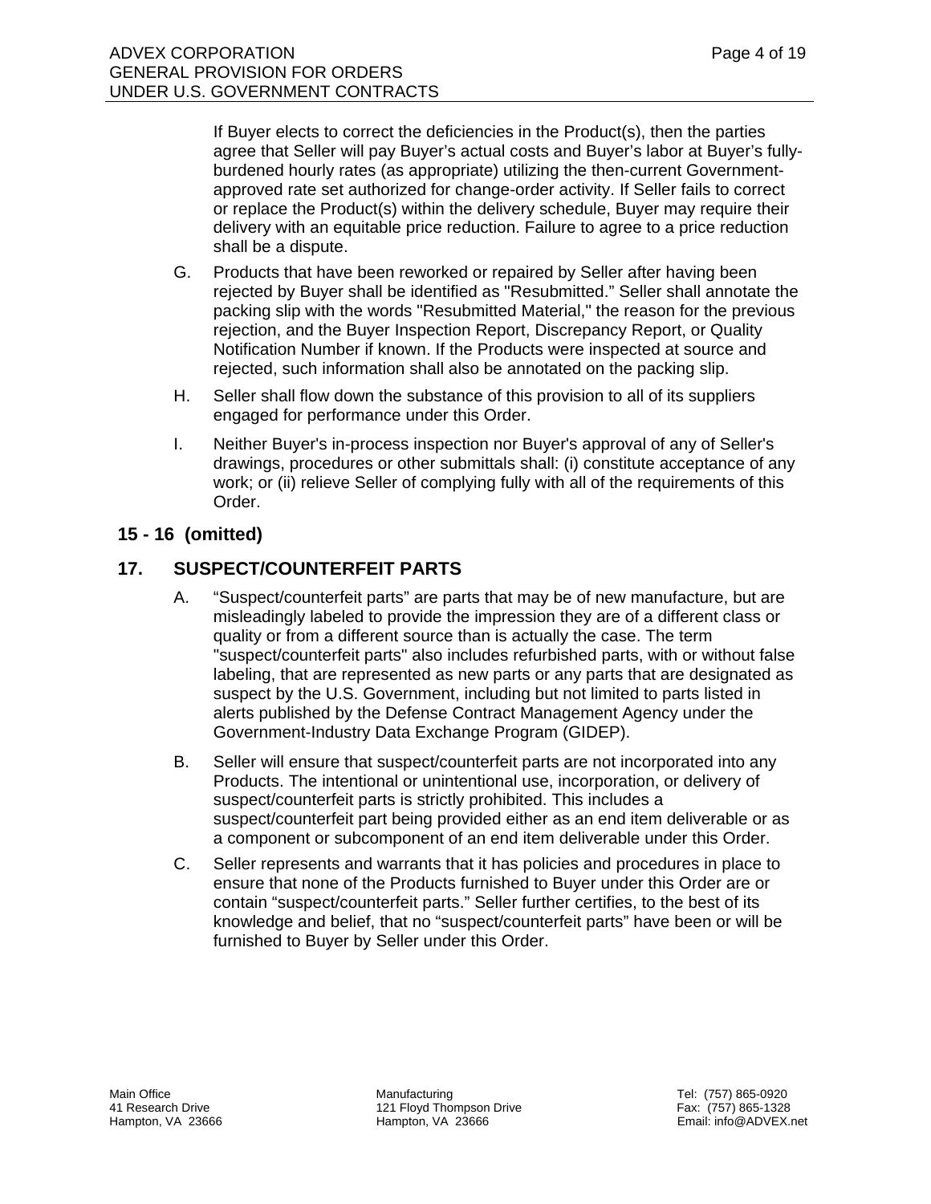If Buyer elects to correct the deficiencies in the Product(s), then the parties agree that Seller will pay Buyer's actual costs and Buyer's labor at Buyer's fully-burdened hourly rates (as appropriate) utilizing the then-current Government-approved rate set authorized for change-order activity. If Seller fails to correct or replace the Product(s) within the delivery schedule, Buyer may require their delivery with an equitable price reduction. Failure to agree to a price reduction shall be a dispute.

G. Products that have been reworked or repaired by Seller after having been rejected by Buyer shall be identified as "Resubmitted." Seller shall annotate the packing slip with the words "Resubmitted Material," the reason for the previous rejection, and the Buyer Inspection Report, Discrepancy Report, or Quality Notification Number if known. If the Products were inspected at source and rejected, such information shall also be annotated on the packing slip.

H. Seller shall flow down the substance of this provision to all of its suppliers engaged for performance under this Order.

I. Neither Buyer's in-process inspection nor Buyer's approval of any of Seller's drawings, procedures or other submittals shall: (i) constitute acceptance of any work; or (ii) relieve Seller of complying fully with all of the requirements of this Order.

## 15 - 16 (omitted)

## 17. SUSPECT/COUNTERFEIT PARTS

A. "Suspect/counterfeit parts" are parts that may be of new manufacture, but are misleadingly labeled to provide the impression they are of a different class or quality or from a different source than is actually the case. The term "suspect/counterfeit parts" also includes refurbished parts, with or without false labeling, that are represented as new parts or any parts that are designated as suspect by the U.S. Government, including but not limited to parts listed in alerts published by the Defense Contract Management Agency under the Government-Industry Data Exchange Program (GIDEP).

B. Seller will ensure that suspect/counterfeit parts are not incorporated into any Products. The intentional or unintentional use, incorporation, or delivery of suspect/counterfeit parts is strictly prohibited. This includes a suspect/counterfeit part being provided either as an end item deliverable or as a component or subcomponent of an end item deliverable under this Order.

C. Seller represents and warrants that it has policies and procedures in place to ensure that none of the Products furnished to Buyer under this Order are or contain "suspect/counterfeit parts." Seller further certifies, to the best of its knowledge and belief, that no "suspect/counterfeit parts" have been or will be furnished to Buyer by Seller under this Order.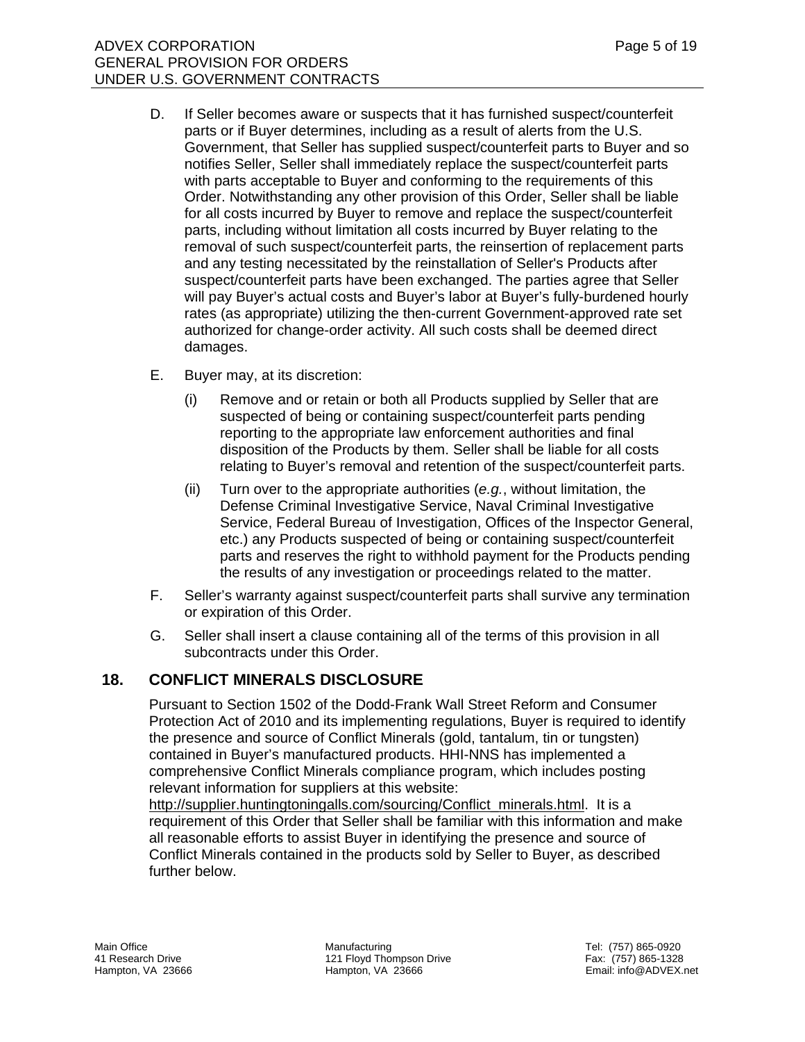D. If Seller becomes aware or suspects that it has furnished suspect/counterfeit parts or if Buyer determines, including as a result of alerts from the U.S. Government, that Seller has supplied suspect/counterfeit parts to Buyer and so notifies Seller, Seller shall immediately replace the suspect/counterfeit parts with parts acceptable to Buyer and conforming to the requirements of this Order. Notwithstanding any other provision of this Order, Seller shall be liable for all costs incurred by Buyer to remove and replace the suspect/counterfeit parts, including without limitation all costs incurred by Buyer relating to the removal of such suspect/counterfeit parts, the reinsertion of replacement parts and any testing necessitated by the reinstallation of Seller's Products after suspect/counterfeit parts have been exchanged. The parties agree that Seller will pay Buyer's actual costs and Buyer's labor at Buyer's fully-burdened hourly rates (as appropriate) utilizing the then-current Government-approved rate set authorized for change-order activity. All such costs shall be deemed direct damages.

E. Buyer may, at its discretion:

   (i) Remove and or retain or both all Products supplied by Seller that are suspected of being or containing suspect/counterfeit parts pending reporting to the appropriate law enforcement authorities and final disposition of the Products by them. Seller shall be liable for all costs relating to Buyer's removal and retention of the suspect/counterfeit parts.

   (ii) Turn over to the appropriate authorities (*e.g.*, without limitation, the Defense Criminal Investigative Service, Naval Criminal Investigative Service, Federal Bureau of Investigation, Offices of the Inspector General, etc.) any Products suspected of being or containing suspect/counterfeit parts and reserves the right to withhold payment for the Products pending the results of any investigation or proceedings related to the matter.

F. Seller's warranty against suspect/counterfeit parts shall survive any termination or expiration of this Order.

G. Seller shall insert a clause containing all of the terms of this provision in all subcontracts under this Order.

## 18. CONFLICT MINERALS DISCLOSURE

Pursuant to Section 1502 of the Dodd-Frank Wall Street Reform and Consumer Protection Act of 2010 and its implementing regulations, Buyer is required to identify the presence and source of Conflict Minerals (gold, tantalum, tin or tungsten) contained in Buyer's manufactured products. HHI-NNS has implemented a comprehensive Conflict Minerals compliance program, which includes posting relevant information for suppliers at this website: http://supplier.huntingtoningalls.com/sourcing/Conflict_minerals.html. It is a requirement of this Order that Seller shall be familiar with this information and make all reasonable efforts to assist Buyer in identifying the presence and source of Conflict Minerals contained in the products sold by Seller to Buyer, as described further below.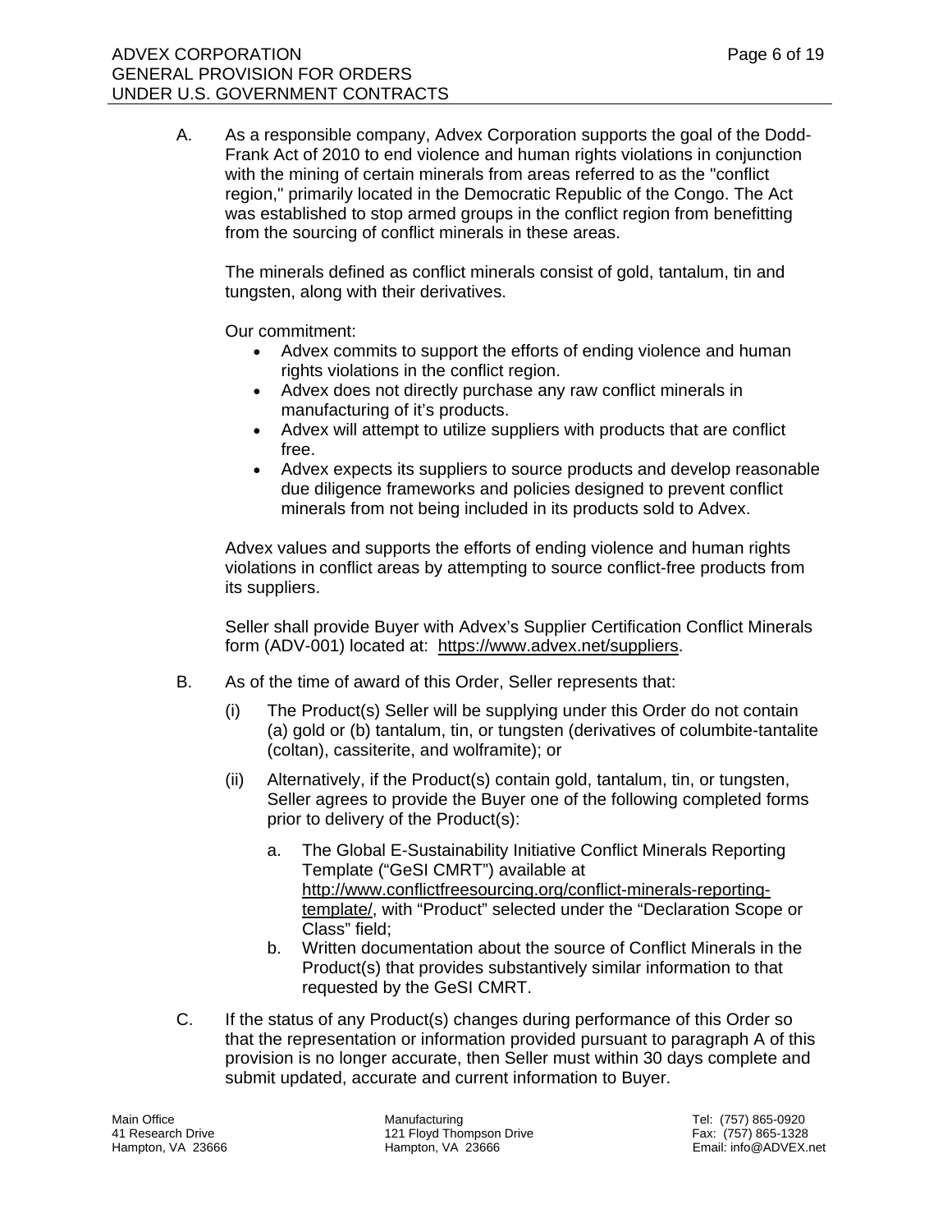A. As a responsible company, Advex Corporation supports the goal of the Dodd-Frank Act of 2010 to end violence and human rights violations in conjunction with the mining of certain minerals from areas referred to as the "conflict region," primarily located in the Democratic Republic of the Congo. The Act was established to stop armed groups in the conflict region from benefitting from the sourcing of conflict minerals in these areas.

   The minerals defined as conflict minerals consist of gold, tantalum, tin and tungsten, along with their derivatives.

   Our commitment:

   - Advex commits to support the efforts of ending violence and human rights violations in the conflict region.
   - Advex does not directly purchase any raw conflict minerals in manufacturing of it's products.
   - Advex will attempt to utilize suppliers with products that are conflict free.
   - Advex expects its suppliers to source products and develop reasonable due diligence frameworks and policies designed to prevent conflict minerals from not being included in its products sold to Advex.

   Advex values and supports the efforts of ending violence and human rights violations in conflict areas by attempting to source conflict-free products from its suppliers.

   Seller shall provide Buyer with Advex's Supplier Certification Conflict Minerals form (ADV-001) located at: https://www.advex.net/suppliers.

B. As of the time of award of this Order, Seller represents that:

   (i) The Product(s) Seller will be supplying under this Order do not contain (a) gold or (b) tantalum, tin, or tungsten (derivatives of columbite-tantalite (coltan), cassiterite, and wolframite); or

   (ii) Alternatively, if the Product(s) contain gold, tantalum, tin, or tungsten, Seller agrees to provide the Buyer one of the following completed forms prior to delivery of the Product(s):

      a. The Global E-Sustainability Initiative Conflict Minerals Reporting Template ("GeSI CMRT") available at http://www.conflictfreesourcing.org/conflict-minerals-reporting-template/, with "Product" selected under the "Declaration Scope or Class" field;
      b. Written documentation about the source of Conflict Minerals in the Product(s) that provides substantively similar information to that requested by the GeSI CMRT.

C. If the status of any Product(s) changes during performance of this Order so that the representation or information provided pursuant to paragraph A of this provision is no longer accurate, then Seller must within 30 days complete and submit updated, accurate and current information to Buyer.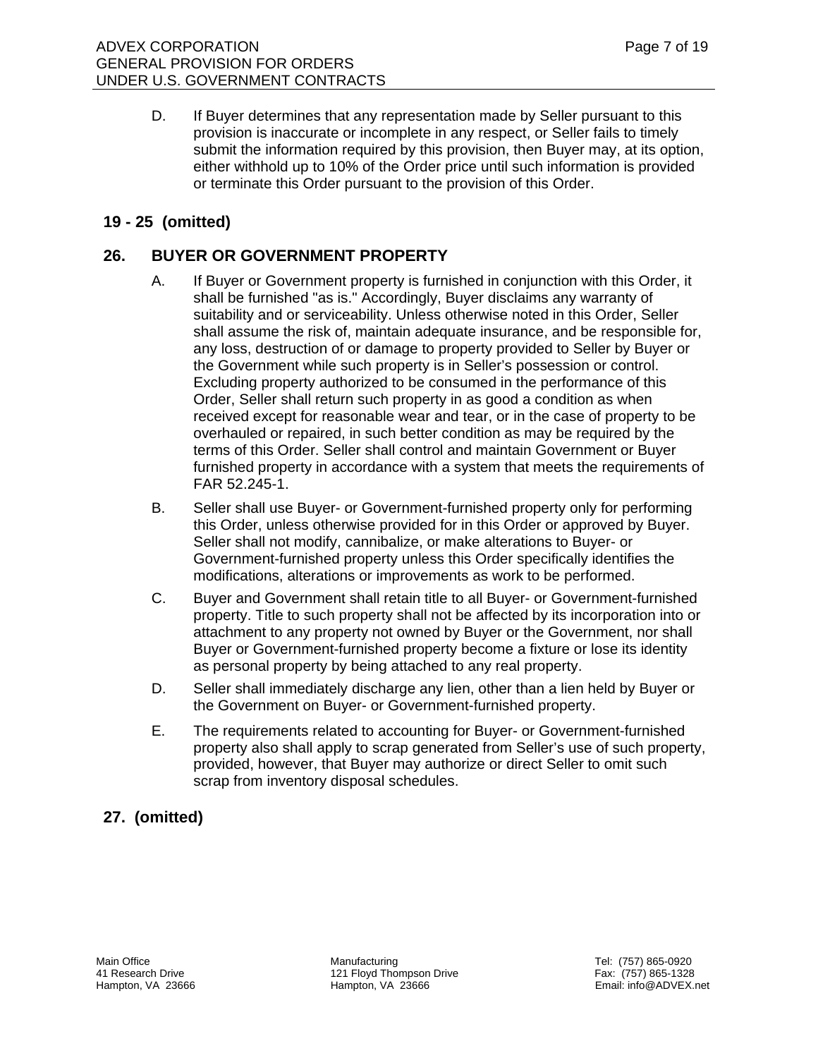D. If Buyer determines that any representation made by Seller pursuant to this provision is inaccurate or incomplete in any respect, or Seller fails to timely submit the information required by this provision, then Buyer may, at its option, either withhold up to 10% of the Order price until such information is provided or terminate this Order pursuant to the provision of this Order.

## 19 - 25 (omitted)

## 26. BUYER OR GOVERNMENT PROPERTY

A. If Buyer or Government property is furnished in conjunction with this Order, it shall be furnished "as is." Accordingly, Buyer disclaims any warranty of suitability and or serviceability. Unless otherwise noted in this Order, Seller shall assume the risk of, maintain adequate insurance, and be responsible for, any loss, destruction of or damage to property provided to Seller by Buyer or the Government while such property is in Seller's possession or control. Excluding property authorized to be consumed in the performance of this Order, Seller shall return such property in as good a condition as when received except for reasonable wear and tear, or in the case of property to be overhauled or repaired, in such better condition as may be required by the terms of this Order. Seller shall control and maintain Government or Buyer furnished property in accordance with a system that meets the requirements of FAR 52.245-1.

B. Seller shall use Buyer- or Government-furnished property only for performing this Order, unless otherwise provided for in this Order or approved by Buyer. Seller shall not modify, cannibalize, or make alterations to Buyer- or Government-furnished property unless this Order specifically identifies the modifications, alterations or improvements as work to be performed.

C. Buyer and Government shall retain title to all Buyer- or Government-furnished property. Title to such property shall not be affected by its incorporation into or attachment to any property not owned by Buyer or the Government, nor shall Buyer or Government-furnished property become a fixture or lose its identity as personal property by being attached to any real property.

D. Seller shall immediately discharge any lien, other than a lien held by Buyer or the Government on Buyer- or Government-furnished property.

E. The requirements related to accounting for Buyer- or Government-furnished property also shall apply to scrap generated from Seller's use of such property, provided, however, that Buyer may authorize or direct Seller to omit such scrap from inventory disposal schedules.

## 27. (omitted)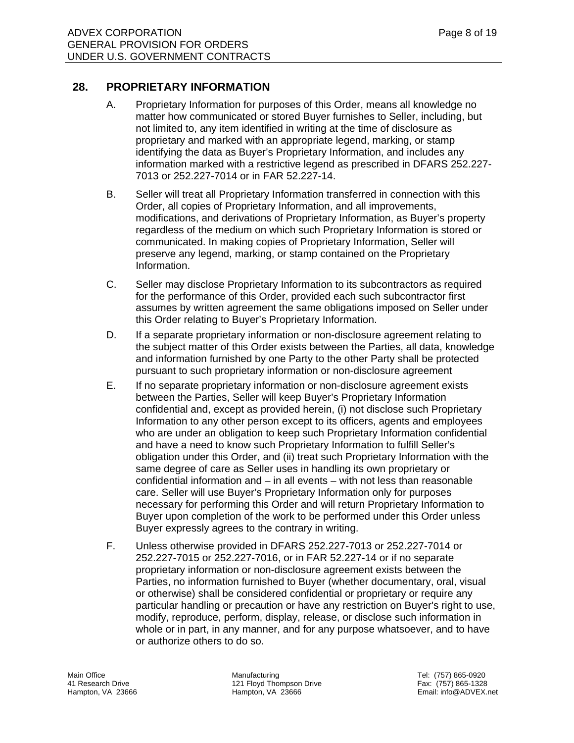## 28. PROPRIETARY INFORMATION

A. Proprietary Information for purposes of this Order, means all knowledge no matter how communicated or stored Buyer furnishes to Seller, including, but not limited to, any item identified in writing at the time of disclosure as proprietary and marked with an appropriate legend, marking, or stamp identifying the data as Buyer's Proprietary Information, and includes any information marked with a restrictive legend as prescribed in DFARS 252.227-7013 or 252.227-7014 or in FAR 52.227-14.

B. Seller will treat all Proprietary Information transferred in connection with this Order, all copies of Proprietary Information, and all improvements, modifications, and derivations of Proprietary Information, as Buyer's property regardless of the medium on which such Proprietary Information is stored or communicated. In making copies of Proprietary Information, Seller will preserve any legend, marking, or stamp contained on the Proprietary Information.

C. Seller may disclose Proprietary Information to its subcontractors as required for the performance of this Order, provided each such subcontractor first assumes by written agreement the same obligations imposed on Seller under this Order relating to Buyer's Proprietary Information.

D. If a separate proprietary information or non-disclosure agreement relating to the subject matter of this Order exists between the Parties, all data, knowledge and information furnished by one Party to the other Party shall be protected pursuant to such proprietary information or non-disclosure agreement

E. If no separate proprietary information or non-disclosure agreement exists between the Parties, Seller will keep Buyer's Proprietary Information confidential and, except as provided herein, (i) not disclose such Proprietary Information to any other person except to its officers, agents and employees who are under an obligation to keep such Proprietary Information confidential and have a need to know such Proprietary Information to fulfill Seller's obligation under this Order, and (ii) treat such Proprietary Information with the same degree of care as Seller uses in handling its own proprietary or confidential information and – in all events – with not less than reasonable care. Seller will use Buyer's Proprietary Information only for purposes necessary for performing this Order and will return Proprietary Information to Buyer upon completion of the work to be performed under this Order unless Buyer expressly agrees to the contrary in writing.

F. Unless otherwise provided in DFARS 252.227-7013 or 252.227-7014 or 252.227-7015 or 252.227-7016, or in FAR 52.227-14 or if no separate proprietary information or non-disclosure agreement exists between the Parties, no information furnished to Buyer (whether documentary, oral, visual or otherwise) shall be considered confidential or proprietary or require any particular handling or precaution or have any restriction on Buyer's right to use, modify, reproduce, perform, display, release, or disclose such information in whole or in part, in any manner, and for any purpose whatsoever, and to have or authorize others to do so.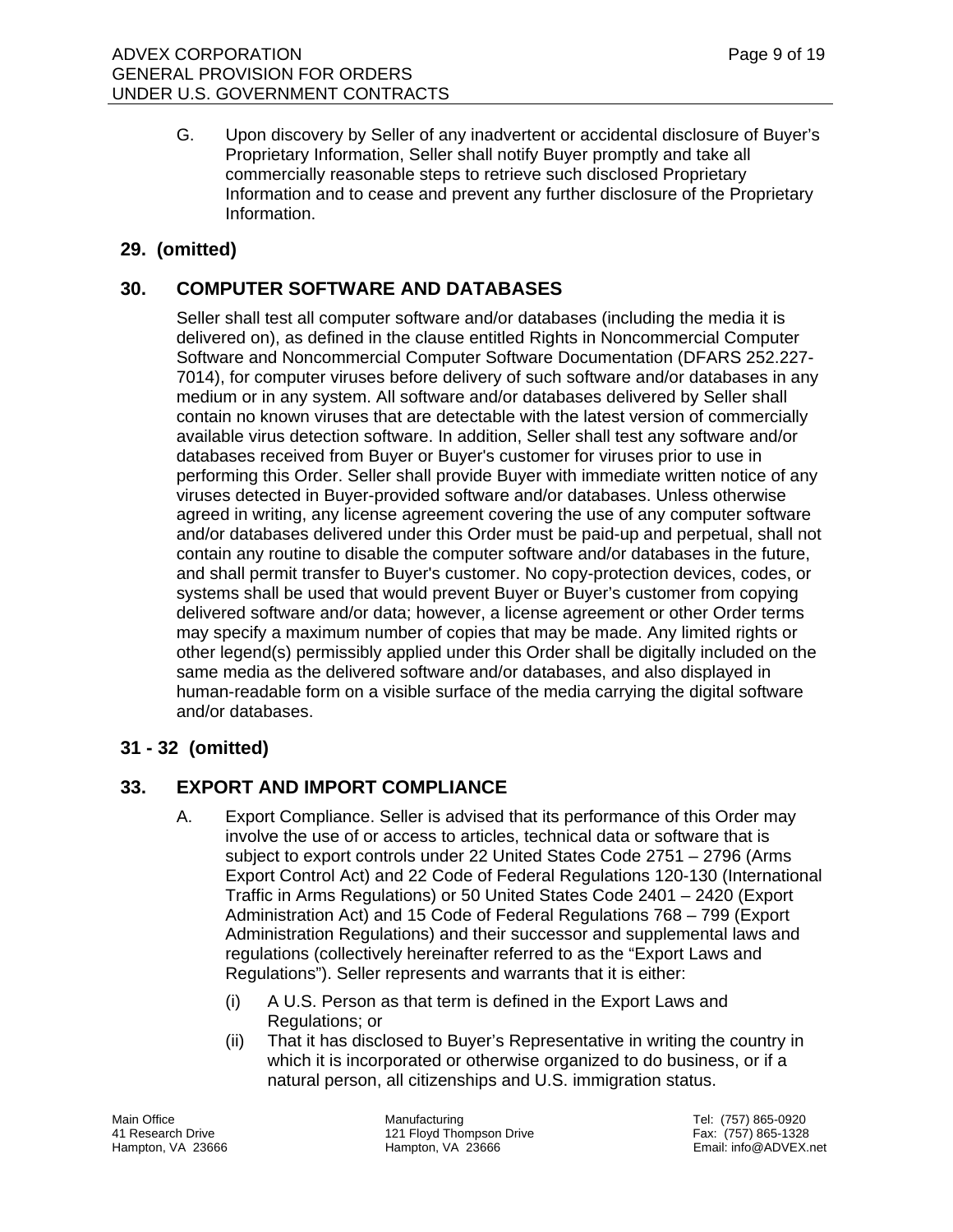G. Upon discovery by Seller of any inadvertent or accidental disclosure of Buyer's Proprietary Information, Seller shall notify Buyer promptly and take all commercially reasonable steps to retrieve such disclosed Proprietary Information and to cease and prevent any further disclosure of the Proprietary Information.

## 29. (omitted)

## 30. COMPUTER SOFTWARE AND DATABASES

Seller shall test all computer software and/or databases (including the media it is delivered on), as defined in the clause entitled Rights in Noncommercial Computer Software and Noncommercial Computer Software Documentation (DFARS 252.227-7014), for computer viruses before delivery of such software and/or databases in any medium or in any system. All software and/or databases delivered by Seller shall contain no known viruses that are detectable with the latest version of commercially available virus detection software. In addition, Seller shall test any software and/or databases received from Buyer or Buyer's customer for viruses prior to use in performing this Order. Seller shall provide Buyer with immediate written notice of any viruses detected in Buyer-provided software and/or databases. Unless otherwise agreed in writing, any license agreement covering the use of any computer software and/or databases delivered under this Order must be paid-up and perpetual, shall not contain any routine to disable the computer software and/or databases in the future, and shall permit transfer to Buyer's customer. No copy-protection devices, codes, or systems shall be used that would prevent Buyer or Buyer's customer from copying delivered software and/or data; however, a license agreement or other Order terms may specify a maximum number of copies that may be made. Any limited rights or other legend(s) permissibly applied under this Order shall be digitally included on the same media as the delivered software and/or databases, and also displayed in human-readable form on a visible surface of the media carrying the digital software and/or databases.

## 31 - 32 (omitted)

## 33. EXPORT AND IMPORT COMPLIANCE

A. Export Compliance. Seller is advised that its performance of this Order may involve the use of or access to articles, technical data or software that is subject to export controls under 22 United States Code 2751 – 2796 (Arms Export Control Act) and 22 Code of Federal Regulations 120-130 (International Traffic in Arms Regulations) or 50 United States Code 2401 – 2420 (Export Administration Act) and 15 Code of Federal Regulations 768 – 799 (Export Administration Regulations) and their successor and supplemental laws and regulations (collectively hereinafter referred to as the "Export Laws and Regulations"). Seller represents and warrants that it is either:

(i) A U.S. Person as that term is defined in the Export Laws and Regulations; or

(ii) That it has disclosed to Buyer's Representative in writing the country in which it is incorporated or otherwise organized to do business, or if a natural person, all citizenships and U.S. immigration status.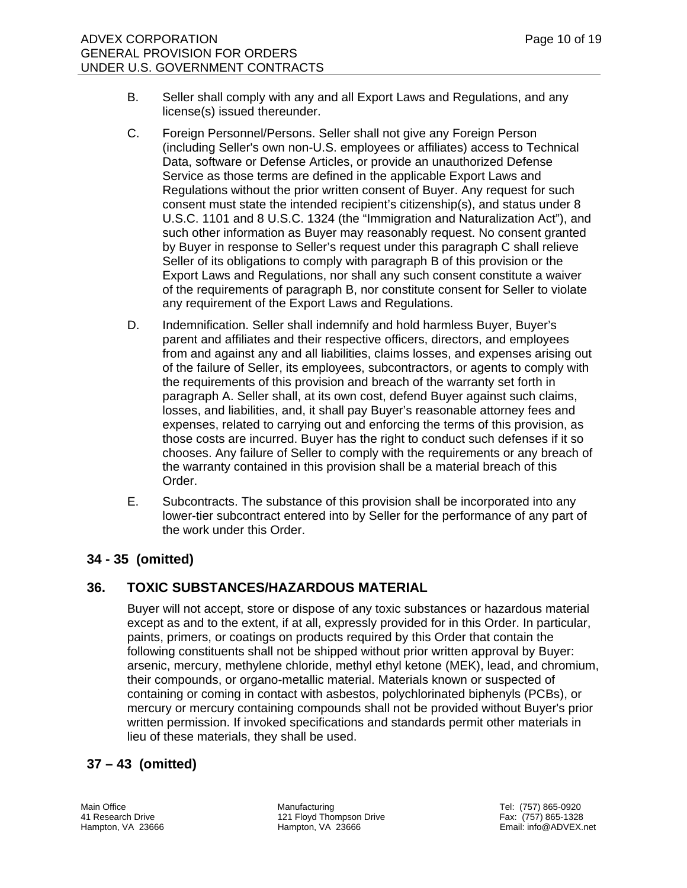B. Seller shall comply with any and all Export Laws and Regulations, and any license(s) issued thereunder.

C. Foreign Personnel/Persons. Seller shall not give any Foreign Person (including Seller's own non-U.S. employees or affiliates) access to Technical Data, software or Defense Articles, or provide an unauthorized Defense Service as those terms are defined in the applicable Export Laws and Regulations without the prior written consent of Buyer. Any request for such consent must state the intended recipient's citizenship(s), and status under 8 U.S.C. 1101 and 8 U.S.C. 1324 (the "Immigration and Naturalization Act"), and such other information as Buyer may reasonably request. No consent granted by Buyer in response to Seller's request under this paragraph C shall relieve Seller of its obligations to comply with paragraph B of this provision or the Export Laws and Regulations, nor shall any such consent constitute a waiver of the requirements of paragraph B, nor constitute consent for Seller to violate any requirement of the Export Laws and Regulations.

D. Indemnification. Seller shall indemnify and hold harmless Buyer, Buyer's parent and affiliates and their respective officers, directors, and employees from and against any and all liabilities, claims losses, and expenses arising out of the failure of Seller, its employees, subcontractors, or agents to comply with the requirements of this provision and breach of the warranty set forth in paragraph A. Seller shall, at its own cost, defend Buyer against such claims, losses, and liabilities, and, it shall pay Buyer's reasonable attorney fees and expenses, related to carrying out and enforcing the terms of this provision, as those costs are incurred. Buyer has the right to conduct such defenses if it so chooses. Any failure of Seller to comply with the requirements or any breach of the warranty contained in this provision shall be a material breach of this Order.

E. Subcontracts. The substance of this provision shall be incorporated into any lower-tier subcontract entered into by Seller for the performance of any part of the work under this Order.

## 34 - 35 (omitted)

## 36. TOXIC SUBSTANCES/HAZARDOUS MATERIAL

Buyer will not accept, store or dispose of any toxic substances or hazardous material except as and to the extent, if at all, expressly provided for in this Order. In particular, paints, primers, or coatings on products required by this Order that contain the following constituents shall not be shipped without prior written approval by Buyer: arsenic, mercury, methylene chloride, methyl ethyl ketone (MEK), lead, and chromium, their compounds, or organo-metallic material. Materials known or suspected of containing or coming in contact with asbestos, polychlorinated biphenyls (PCBs), or mercury or mercury containing compounds shall not be provided without Buyer's prior written permission. If invoked specifications and standards permit other materials in lieu of these materials, they shall be used.

## 37 – 43 (omitted)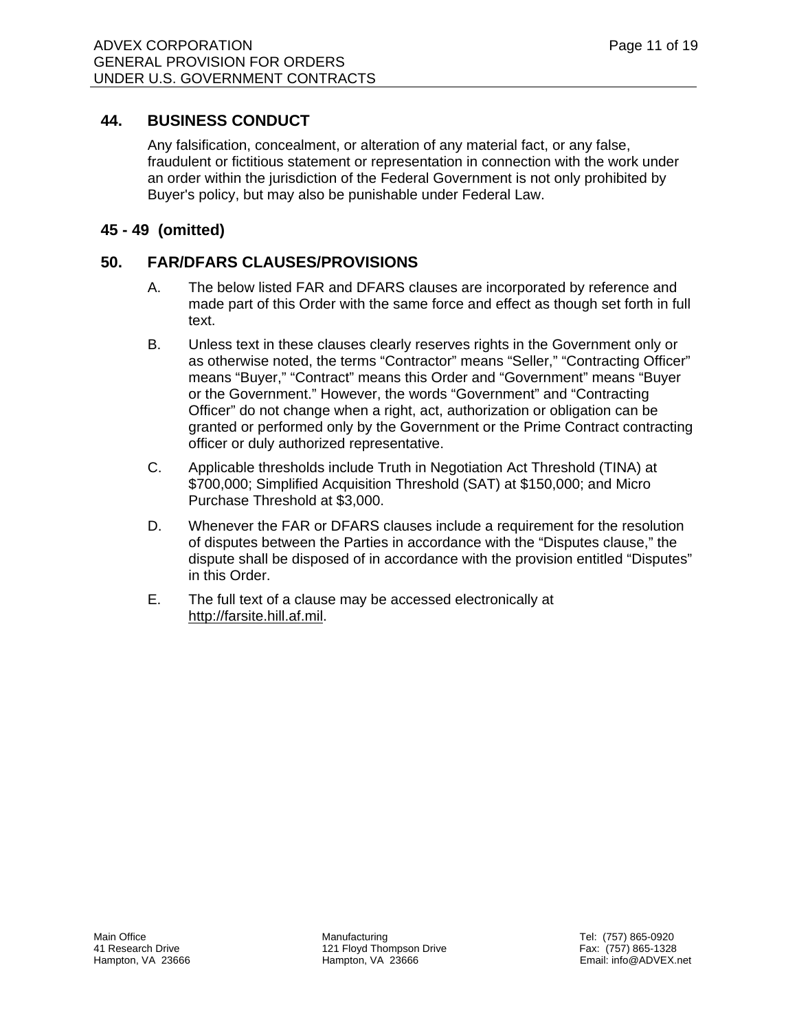## 44. BUSINESS CONDUCT

Any falsification, concealment, or alteration of any material fact, or any false, fraudulent or fictitious statement or representation in connection with the work under an order within the jurisdiction of the Federal Government is not only prohibited by Buyer's policy, but may also be punishable under Federal Law.

## 45 - 49 (omitted)

## 50. FAR/DFARS CLAUSES/PROVISIONS

A. The below listed FAR and DFARS clauses are incorporated by reference and made part of this Order with the same force and effect as though set forth in full text.

B. Unless text in these clauses clearly reserves rights in the Government only or as otherwise noted, the terms "Contractor" means "Seller," "Contracting Officer" means "Buyer," "Contract" means this Order and "Government" means "Buyer or the Government." However, the words "Government" and "Contracting Officer" do not change when a right, act, authorization or obligation can be granted or performed only by the Government or the Prime Contract contracting officer or duly authorized representative.

C. Applicable thresholds include Truth in Negotiation Act Threshold (TINA) at $700,000; Simplified Acquisition Threshold (SAT) at $150,000; and Micro Purchase Threshold at $3,000.

D. Whenever the FAR or DFARS clauses include a requirement for the resolution of disputes between the Parties in accordance with the "Disputes clause," the dispute shall be disposed of in accordance with the provision entitled "Disputes" in this Order.

E. The full text of a clause may be accessed electronically at http://farsite.hill.af.mil.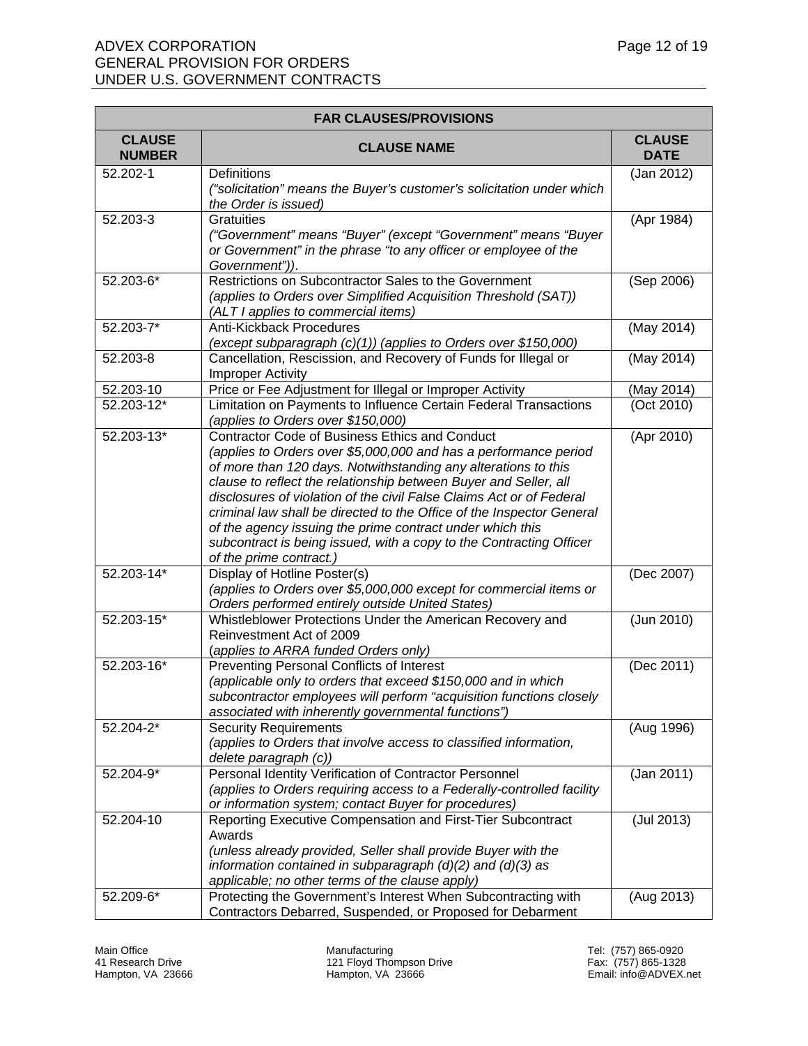| FAR CLAUSES/PROVISIONS | | |
|---|---|---|
| **CLAUSE NUMBER** | **CLAUSE NAME** | **CLAUSE DATE** |
| 52.202-1 | Definitions *("solicitation" means the Buyer's customer's solicitation under which the Order is issued)* | (Jan 2012) |
| 52.203-3 | Gratuities *("Government" means "Buyer" (except "Government" means "Buyer or Government" in the phrase "to any officer or employee of the Government"))*. | (Apr 1984) |
| 52.203-6* | Restrictions on Subcontractor Sales to the Government *(applies to Orders over Simplified Acquisition Threshold (SAT)) (ALT I applies to commercial items)* | (Sep 2006) |
| 52.203-7* | Anti-Kickback Procedures *(except subparagraph (c)(1)) (applies to Orders over $150,000)* | (May 2014) |
| 52.203-8 | Cancellation, Rescission, and Recovery of Funds for Illegal or Improper Activity | (May 2014) |
| 52.203-10 | Price or Fee Adjustment for Illegal or Improper Activity | (May 2014) |
| 52.203-12* | Limitation on Payments to Influence Certain Federal Transactions *(applies to Orders over $150,000)* | (Oct 2010) |
| 52.203-13* | Contractor Code of Business Ethics and Conduct *(applies to Orders over $5,000,000 and has a performance period of more than 120 days. Notwithstanding any alterations to this clause to reflect the relationship between Buyer and Seller, all disclosures of violation of the civil False Claims Act or of Federal criminal law shall be directed to the Office of the Inspector General of the agency issuing the prime contract under which this subcontract is being issued, with a copy to the Contracting Officer of the prime contract.)* | (Apr 2010) |
| 52.203-14* | Display of Hotline Poster(s) *(applies to Orders over $5,000,000 except for commercial items or Orders performed entirely outside United States)* | (Dec 2007) |
| 52.203-15* | Whistleblower Protections Under the American Recovery and Reinvestment Act of 2009 *(applies to ARRA funded Orders only)* | (Jun 2010) |
| 52.203-16* | Preventing Personal Conflicts of Interest *(applicable only to orders that exceed $150,000 and in which subcontractor employees will perform "acquisition functions closely associated with inherently governmental functions")* | (Dec 2011) |
| 52.204-2* | Security Requirements *(applies to Orders that involve access to classified information, delete paragraph (c))* | (Aug 1996) |
| 52.204-9* | Personal Identity Verification of Contractor Personnel *(applies to Orders requiring access to a Federally-controlled facility or information system; contact Buyer for procedures)* | (Jan 2011) |
| 52.204-10 | Reporting Executive Compensation and First-Tier Subcontract Awards *(unless already provided, Seller shall provide Buyer with the information contained in subparagraph (d)(2) and (d)(3) as applicable; no other terms of the clause apply)* | (Jul 2013) |
| 52.209-6* | Protecting the Government's Interest When Subcontracting with Contractors Debarred, Suspended, or Proposed for Debarment | (Aug 2013) |

Main Office
41 Research Drive
Hampton, VA 23666

Manufacturing
121 Floyd Thompson Drive
Hampton, VA 23666

Tel: (757) 865-0920
Fax: (757) 865-1328
Email: info@ADVEX.net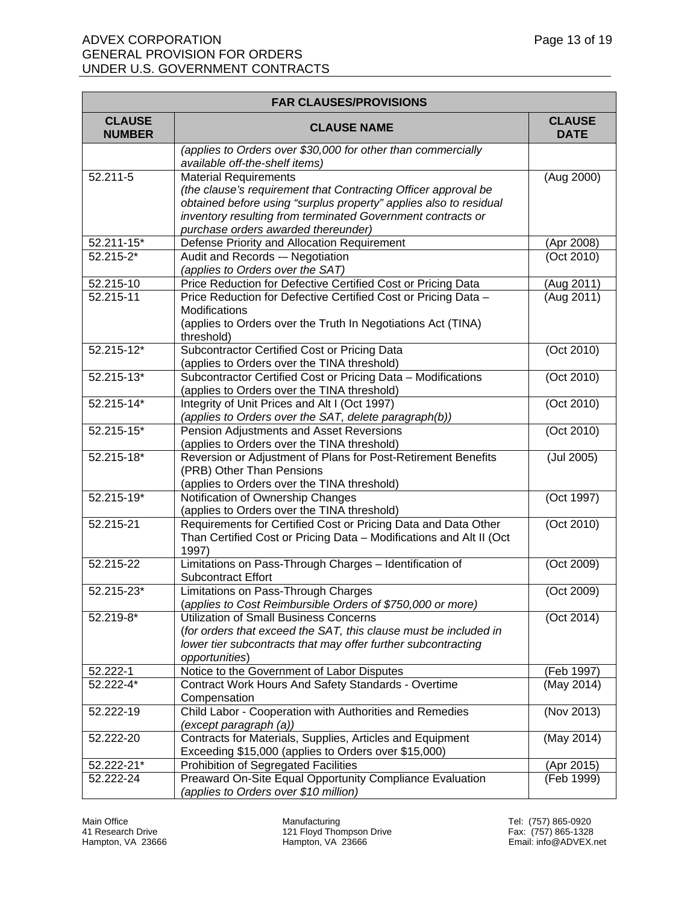| FAR CLAUSES/PROVISIONS | | |
|---|---|---|
| **CLAUSE NUMBER** | **CLAUSE NAME** | **CLAUSE DATE** |
| | *(applies to Orders over $30,000 for other than commercially available off-the-shelf items)* | |
| 52.211-5 | Material Requirements *(the clause's requirement that Contracting Officer approval be obtained before using "surplus property" applies also to residual inventory resulting from terminated Government contracts or purchase orders awarded thereunder)* | (Aug 2000) |
| 52.211-15* | Defense Priority and Allocation Requirement | (Apr 2008) |
| 52.215-2* | Audit and Records -– Negotiation *(applies to Orders over the SAT)* | (Oct 2010) |
| 52.215-10 | Price Reduction for Defective Certified Cost or Pricing Data | (Aug 2011) |
| 52.215-11 | Price Reduction for Defective Certified Cost or Pricing Data – Modifications (applies to Orders over the Truth In Negotiations Act (TINA) threshold) | (Aug 2011) |
| 52.215-12* | Subcontractor Certified Cost or Pricing Data (applies to Orders over the TINA threshold) | (Oct 2010) |
| 52.215-13* | Subcontractor Certified Cost or Pricing Data – Modifications (applies to Orders over the TINA threshold) | (Oct 2010) |
| 52.215-14* | Integrity of Unit Prices and Alt I (Oct 1997) *(applies to Orders over the SAT, delete paragraph(b))* | (Oct 2010) |
| 52.215-15* | Pension Adjustments and Asset Reversions (applies to Orders over the TINA threshold) | (Oct 2010) |
| 52.215-18* | Reversion or Adjustment of Plans for Post-Retirement Benefits (PRB) Other Than Pensions (applies to Orders over the TINA threshold) | (Jul 2005) |
| 52.215-19* | Notification of Ownership Changes (applies to Orders over the TINA threshold) | (Oct 1997) |
| 52.215-21 | Requirements for Certified Cost or Pricing Data and Data Other Than Certified Cost or Pricing Data – Modifications and Alt II (Oct 1997) | (Oct 2010) |
| 52.215-22 | Limitations on Pass-Through Charges – Identification of Subcontract Effort | (Oct 2009) |
| 52.215-23* | Limitations on Pass-Through Charges (*applies to Cost Reimbursible Orders of $750,000 or more)* | (Oct 2009) |
| 52.219-8* | Utilization of Small Business Concerns (*for orders that exceed the SAT, this clause must be included in lower tier subcontracts that may offer further subcontracting opportunities*) | (Oct 2014) |
| 52.222-1 | Notice to the Government of Labor Disputes | (Feb 1997) |
| 52.222-4* | Contract Work Hours And Safety Standards - Overtime Compensation | (May 2014) |
| 52.222-19 | Child Labor - Cooperation with Authorities and Remedies *(except paragraph (a))* | (Nov 2013) |
| 52.222-20 | Contracts for Materials, Supplies, Articles and Equipment Exceeding $15,000 (applies to Orders over $15,000) | (May 2014) |
| 52.222-21* | Prohibition of Segregated Facilities | (Apr 2015) |
| 52.222-24 | Preaward On-Site Equal Opportunity Compliance Evaluation *(applies to Orders over $10 million)* | (Feb 1999) |

Main Office
41 Research Drive
Hampton, VA 23666

Manufacturing
121 Floyd Thompson Drive
Hampton, VA 23666

Tel: (757) 865-0920
Fax: (757) 865-1328
Email: info@ADVEX.net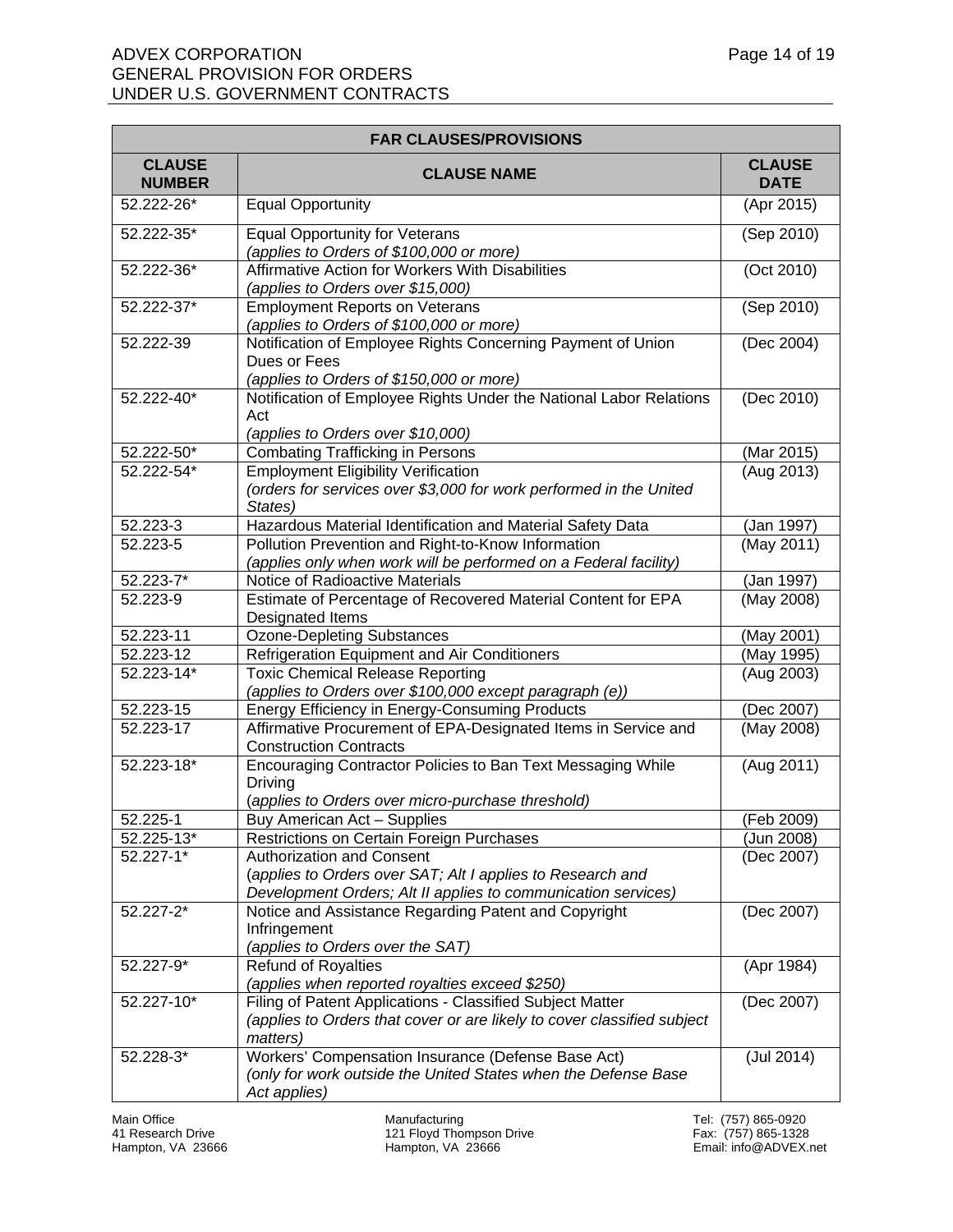| FAR CLAUSES/PROVISIONS | | |
|---|---|---|
| **CLAUSE NUMBER** | **CLAUSE NAME** | **CLAUSE DATE** |
| 52.222-26* | Equal Opportunity | (Apr 2015) |
| 52.222-35* | Equal Opportunity for Veterans *(applies to Orders of $100,000 or more)* | (Sep 2010) |
| 52.222-36* | Affirmative Action for Workers With Disabilities *(applies to Orders over $15,000)* | (Oct 2010) |
| 52.222-37* | Employment Reports on Veterans *(applies to Orders of $100,000 or more)* | (Sep 2010) |
| 52.222-39 | Notification of Employee Rights Concerning Payment of Union Dues or Fees *(applies to Orders of $150,000 or more)* | (Dec 2004) |
| 52.222-40* | Notification of Employee Rights Under the National Labor Relations Act *(applies to Orders over $10,000)* | (Dec 2010) |
| 52.222-50* | Combating Trafficking in Persons | (Mar 2015) |
| 52.222-54* | Employment Eligibility Verification *(orders for services over $3,000 for work performed in the United States)* | (Aug 2013) |
| 52.223-3 | Hazardous Material Identification and Material Safety Data | (Jan 1997) |
| 52.223-5 | Pollution Prevention and Right-to-Know Information *(applies only when work will be performed on a Federal facility)* | (May 2011) |
| 52.223-7* | Notice of Radioactive Materials | (Jan 1997) |
| 52.223-9 | Estimate of Percentage of Recovered Material Content for EPA Designated Items | (May 2008) |
| 52.223-11 | Ozone-Depleting Substances | (May 2001) |
| 52.223-12 | Refrigeration Equipment and Air Conditioners | (May 1995) |
| 52.223-14* | Toxic Chemical Release Reporting *(applies to Orders over $100,000 except paragraph (e))* | (Aug 2003) |
| 52.223-15 | Energy Efficiency in Energy-Consuming Products | (Dec 2007) |
| 52.223-17 | Affirmative Procurement of EPA-Designated Items in Service and Construction Contracts | (May 2008) |
| 52.223-18* | Encouraging Contractor Policies to Ban Text Messaging While Driving *(applies to Orders over micro-purchase threshold)* | (Aug 2011) |
| 52.225-1 | Buy American Act – Supplies | (Feb 2009) |
| 52.225-13* | Restrictions on Certain Foreign Purchases | (Jun 2008) |
| 52.227-1* | Authorization and Consent *(applies to Orders over SAT; Alt I applies to Research and Development Orders; Alt II applies to communication services)* | (Dec 2007) |
| 52.227-2* | Notice and Assistance Regarding Patent and Copyright Infringement *(applies to Orders over the SAT)* | (Dec 2007) |
| 52.227-9* | Refund of Royalties *(applies when reported royalties exceed $250)* | (Apr 1984) |
| 52.227-10* | Filing of Patent Applications - Classified Subject Matter *(applies to Orders that cover or are likely to cover classified subject matters)* | (Dec 2007) |
| 52.228-3* | Workers' Compensation Insurance (Defense Base Act) *(only for work outside the United States when the Defense Base Act applies)* | (Jul 2014) |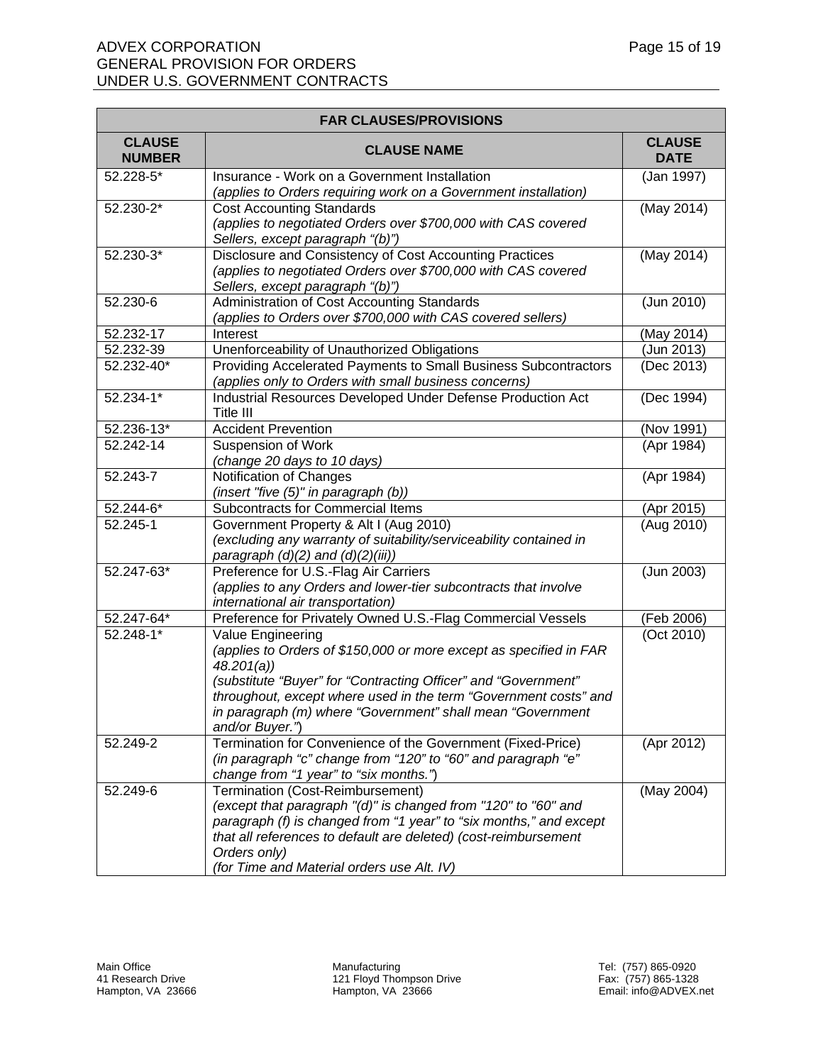| FAR CLAUSES/PROVISIONS | | |
|---|---|---|
| **CLAUSE NUMBER** | **CLAUSE NAME** | **CLAUSE DATE** |
| 52.228-5* | Insurance - Work on a Government Installation *(applies to Orders requiring work on a Government installation)* | (Jan 1997) |
| 52.230-2* | Cost Accounting Standards *(applies to negotiated Orders over $700,000 with CAS covered Sellers, except paragraph "(b)")* | (May 2014) |
| 52.230-3* | Disclosure and Consistency of Cost Accounting Practices *(applies to negotiated Orders over $700,000 with CAS covered Sellers, except paragraph "(b)")* | (May 2014) |
| 52.230-6 | Administration of Cost Accounting Standards *(applies to Orders over $700,000 with CAS covered sellers)* | (Jun 2010) |
| 52.232-17 | Interest | (May 2014) |
| 52.232-39 | Unenforceability of Unauthorized Obligations | (Jun 2013) |
| 52.232-40* | Providing Accelerated Payments to Small Business Subcontractors *(applies only to Orders with small business concerns)* | (Dec 2013) |
| 52.234-1* | Industrial Resources Developed Under Defense Production Act Title III | (Dec 1994) |
| 52.236-13* | Accident Prevention | (Nov 1991) |
| 52.242-14 | Suspension of Work *(change 20 days to 10 days)* | (Apr 1984) |
| 52.243-7 | Notification of Changes *(insert "five (5)" in paragraph (b))* | (Apr 1984) |
| 52.244-6* | Subcontracts for Commercial Items | (Apr 2015) |
| 52.245-1 | Government Property & Alt I (Aug 2010) *(excluding any warranty of suitability/serviceability contained in paragraph (d)(2) and (d)(2)(iii))* | (Aug 2010) |
| 52.247-63* | Preference for U.S.-Flag Air Carriers *(applies to any Orders and lower-tier subcontracts that involve international air transportation)* | (Jun 2003) |
| 52.247-64* | Preference for Privately Owned U.S.-Flag Commercial Vessels | (Feb 2006) |
| 52.248-1* | Value Engineering *(applies to Orders of $150,000 or more except as specified in FAR 48.201(a))* *(substitute "Buyer" for "Contracting Officer" and "Government" throughout, except where used in the term "Government costs" and in paragraph (m) where "Government" shall mean "Government and/or Buyer.")* | (Oct 2010) |
| 52.249-2 | Termination for Convenience of the Government (Fixed-Price) *(in paragraph "c" change from "120" to "60" and paragraph "e" change from "1 year" to "six months.")* | (Apr 2012) |
| 52.249-6 | Termination (Cost-Reimbursement) *(except that paragraph "(d)" is changed from "120" to "60" and paragraph (f) is changed from "1 year" to "six months," and except that all references to default are deleted) (cost-reimbursement Orders only)* *(for Time and Material orders use Alt. IV)* | (May 2004) |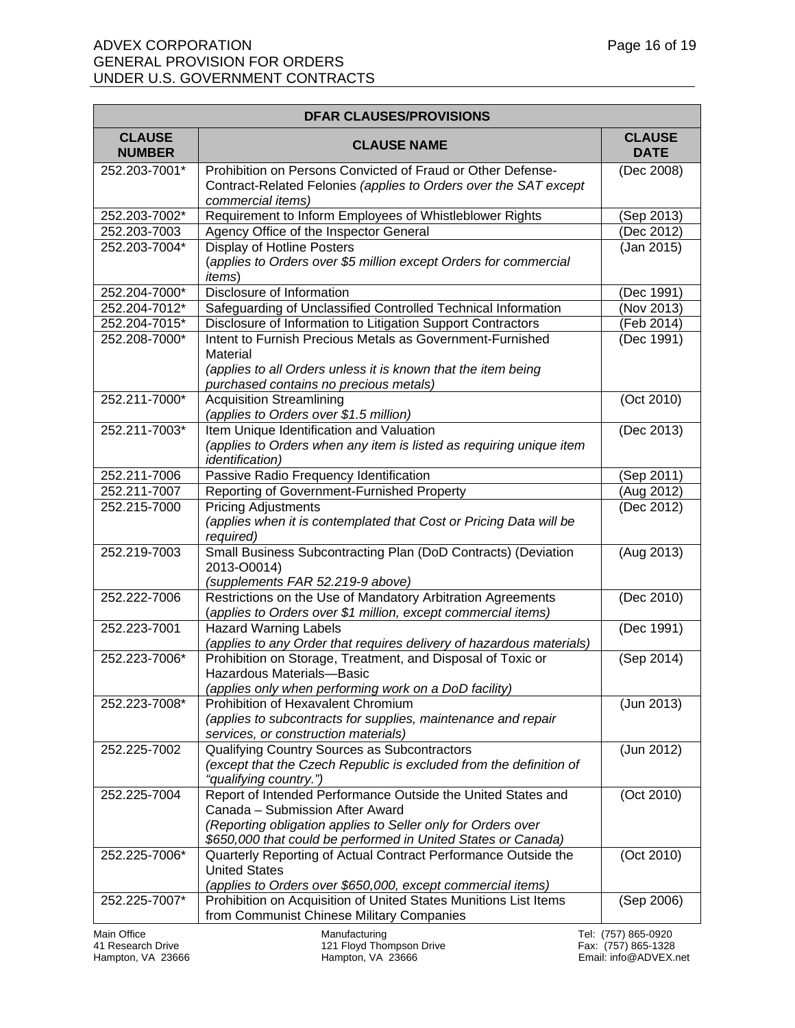| DFAR CLAUSES/PROVISIONS | | |
|---|---|---|
| **CLAUSE NUMBER** | **CLAUSE NAME** | **CLAUSE DATE** |
| 252.203-7001* | Prohibition on Persons Convicted of Fraud or Other Defense-Contract-Related Felonies *(applies to Orders over the SAT except commercial items)* | (Dec 2008) |
| 252.203-7002* | Requirement to Inform Employees of Whistleblower Rights | (Sep 2013) |
| 252.203-7003 | Agency Office of the Inspector General | (Dec 2012) |
| 252.203-7004* | Display of Hotline Posters (*applies to Orders over $5 million except Orders for commercial items*) | (Jan 2015) |
| 252.204-7000* | Disclosure of Information | (Dec 1991) |
| 252.204-7012* | Safeguarding of Unclassified Controlled Technical Information | (Nov 2013) |
| 252.204-7015* | Disclosure of Information to Litigation Support Contractors | (Feb 2014) |
| 252.208-7000* | Intent to Furnish Precious Metals as Government-Furnished Material *(applies to all Orders unless it is known that the item being purchased contains no precious metals)* | (Dec 1991) |
| 252.211-7000* | Acquisition Streamlining *(applies to Orders over $1.5 million)* | (Oct 2010) |
| 252.211-7003* | Item Unique Identification and Valuation *(applies to Orders when any item is listed as requiring unique item identification)* | (Dec 2013) |
| 252.211-7006 | Passive Radio Frequency Identification | (Sep 2011) |
| 252.211-7007 | Reporting of Government-Furnished Property | (Aug 2012) |
| 252.215-7000 | Pricing Adjustments *(applies when it is contemplated that Cost or Pricing Data will be required)* | (Dec 2012) |
| 252.219-7003 | Small Business Subcontracting Plan (DoD Contracts) (Deviation 2013-O0014) *(supplements FAR 52.219-9 above)* | (Aug 2013) |
| 252.222-7006 | Restrictions on the Use of Mandatory Arbitration Agreements (*applies to Orders over $1 million, except commercial items)* | (Dec 2010) |
| 252.223-7001 | Hazard Warning Labels *(applies to any Order that requires delivery of hazardous materials)* | (Dec 1991) |
| 252.223-7006* | Prohibition on Storage, Treatment, and Disposal of Toxic or Hazardous Materials—Basic *(applies only when performing work on a DoD facility)* | (Sep 2014) |
| 252.223-7008* | Prohibition of Hexavalent Chromium *(applies to subcontracts for supplies, maintenance and repair services, or construction materials)* | (Jun 2013) |
| 252.225-7002 | Qualifying Country Sources as Subcontractors *(except that the Czech Republic is excluded from the definition of "qualifying country.")* | (Jun 2012) |
| 252.225-7004 | Report of Intended Performance Outside the United States and Canada – Submission After Award *(Reporting obligation applies to Seller only for Orders over $650,000 that could be performed in United States or Canada)* | (Oct 2010) |
| 252.225-7006* | Quarterly Reporting of Actual Contract Performance Outside the United States *(applies to Orders over $650,000, except commercial items)* | (Oct 2010) |
| 252.225-7007* | Prohibition on Acquisition of United States Munitions List Items from Communist Chinese Military Companies | (Sep 2006) |

Main Office
41 Research Drive
Hampton, VA 23666

Manufacturing
121 Floyd Thompson Drive
Hampton, VA 23666

Tel: (757) 865-0920
Fax: (757) 865-1328
Email: info@ADVEX.net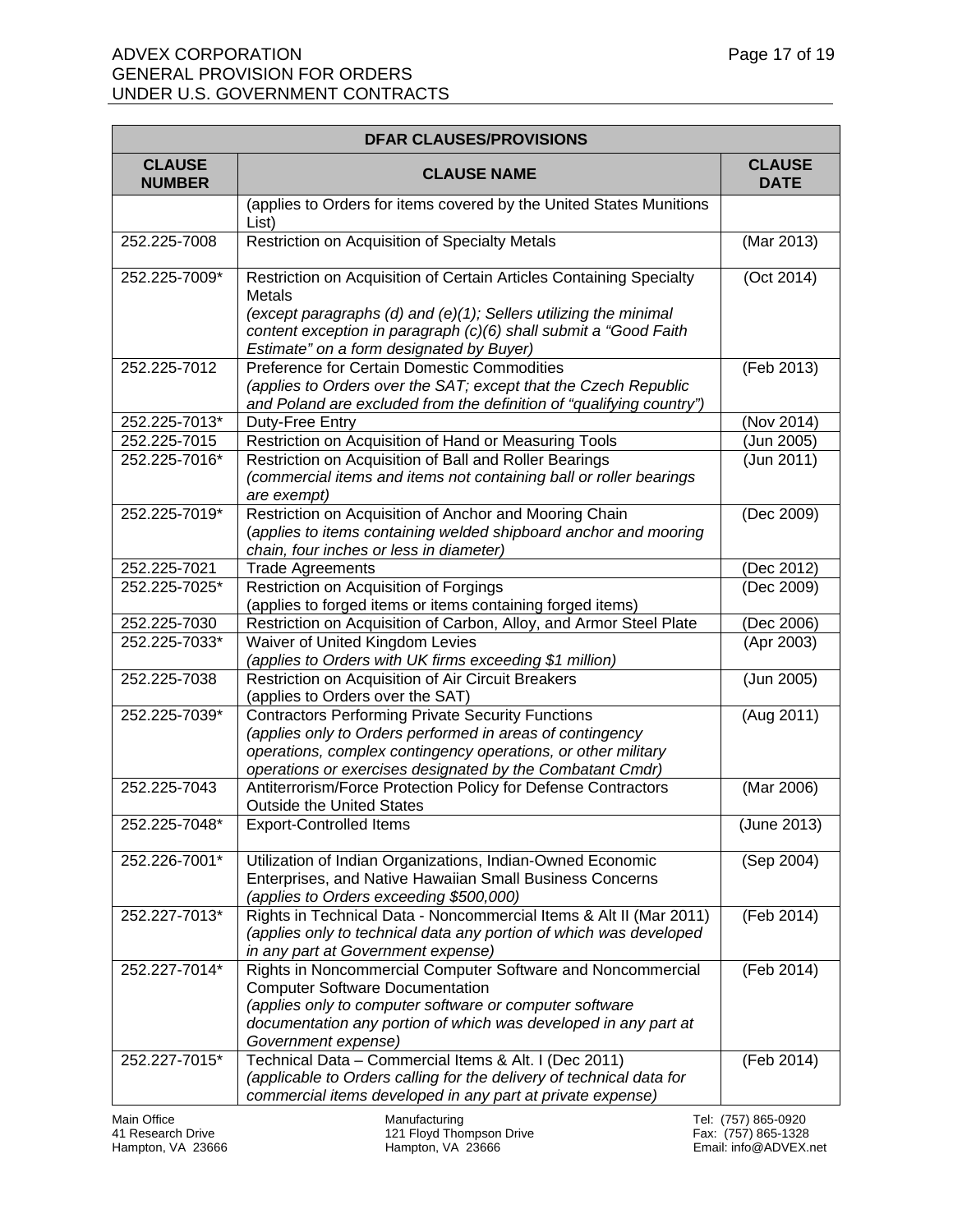| DFAR CLAUSES/PROVISIONS | | |
|---|---|---|
| **CLAUSE NUMBER** | **CLAUSE NAME** | **CLAUSE DATE** |
| | (applies to Orders for items covered by the United States Munitions List) | |
| 252.225-7008 | Restriction on Acquisition of Specialty Metals | (Mar 2013) |
| 252.225-7009* | Restriction on Acquisition of Certain Articles Containing Specialty Metals<br>*(except paragraphs (d) and (e)(1); Sellers utilizing the minimal content exception in paragraph (c)(6) shall submit a "Good Faith Estimate" on a form designated by Buyer)* | (Oct 2014) |
| 252.225-7012 | Preference for Certain Domestic Commodities<br>*(applies to Orders over the SAT; except that the Czech Republic and Poland are excluded from the definition of "qualifying country")* | (Feb 2013) |
| 252.225-7013* | Duty-Free Entry | (Nov 2014) |
| 252.225-7015 | Restriction on Acquisition of Hand or Measuring Tools | (Jun 2005) |
| 252.225-7016* | Restriction on Acquisition of Ball and Roller Bearings<br>*(commercial items and items not containing ball or roller bearings are exempt)* | (Jun 2011) |
| 252.225-7019* | Restriction on Acquisition of Anchor and Mooring Chain<br>*(applies to items containing welded shipboard anchor and mooring chain, four inches or less in diameter)* | (Dec 2009) |
| 252.225-7021 | Trade Agreements | (Dec 2012) |
| 252.225-7025* | Restriction on Acquisition of Forgings<br>(applies to forged items or items containing forged items) | (Dec 2009) |
| 252.225-7030 | Restriction on Acquisition of Carbon, Alloy, and Armor Steel Plate | (Dec 2006) |
| 252.225-7033* | Waiver of United Kingdom Levies<br>*(applies to Orders with UK firms exceeding $1 million)* | (Apr 2003) |
| 252.225-7038 | Restriction on Acquisition of Air Circuit Breakers<br>(applies to Orders over the SAT) | (Jun 2005) |
| 252.225-7039* | Contractors Performing Private Security Functions<br>*(applies only to Orders performed in areas of contingency operations, complex contingency operations, or other military operations or exercises designated by the Combatant Cmdr)* | (Aug 2011) |
| 252.225-7043 | Antiterrorism/Force Protection Policy for Defense Contractors Outside the United States | (Mar 2006) |
| 252.225-7048* | Export-Controlled Items | (June 2013) |
| 252.226-7001* | Utilization of Indian Organizations, Indian-Owned Economic Enterprises, and Native Hawaiian Small Business Concerns<br>*(applies to Orders exceeding $500,000)* | (Sep 2004) |
| 252.227-7013* | Rights in Technical Data - Noncommercial Items & Alt II (Mar 2011)<br>*(applies only to technical data any portion of which was developed in any part at Government expense)* | (Feb 2014) |
| 252.227-7014* | Rights in Noncommercial Computer Software and Noncommercial Computer Software Documentation<br>*(applies only to computer software or computer software documentation any portion of which was developed in any part at Government expense)* | (Feb 2014) |
| 252.227-7015* | Technical Data – Commercial Items & Alt. I (Dec 2011)<br>*(applicable to Orders calling for the delivery of technical data for commercial items developed in any part at private expense)* | (Feb 2014) |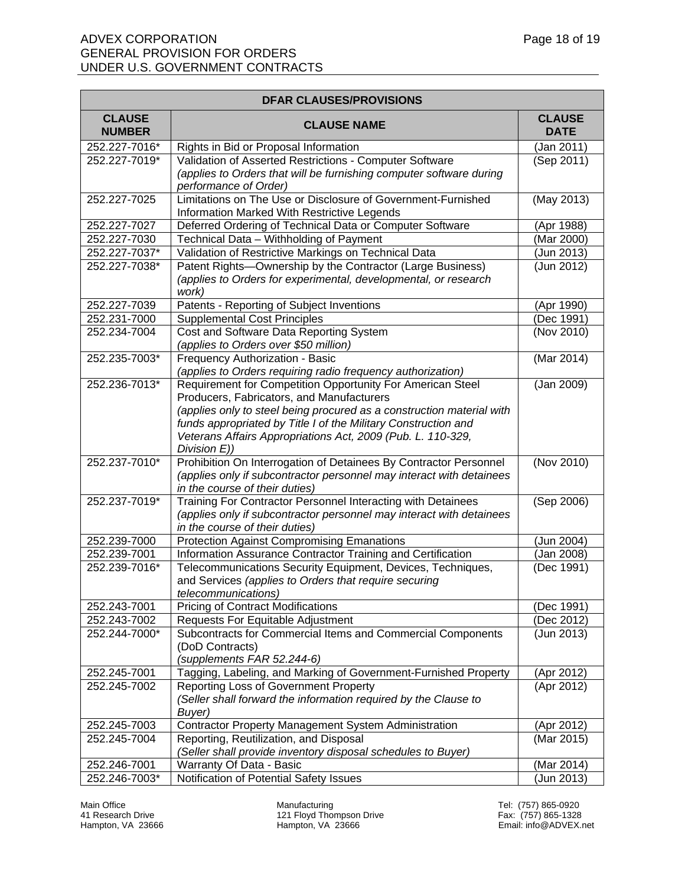| DFAR CLAUSES/PROVISIONS | | |
|---|---|---|
| **CLAUSE NUMBER** | **CLAUSE NAME** | **CLAUSE DATE** |
| 252.227-7016* | Rights in Bid or Proposal Information | (Jan 2011) |
| 252.227-7019* | Validation of Asserted Restrictions - Computer Software *(applies to Orders that will be furnishing computer software during performance of Order)* | (Sep 2011) |
| 252.227-7025 | Limitations on The Use or Disclosure of Government-Furnished Information Marked With Restrictive Legends | (May 2013) |
| 252.227-7027 | Deferred Ordering of Technical Data or Computer Software | (Apr 1988) |
| 252.227-7030 | Technical Data – Withholding of Payment | (Mar 2000) |
| 252.227-7037* | Validation of Restrictive Markings on Technical Data | (Jun 2013) |
| 252.227-7038* | Patent Rights—Ownership by the Contractor (Large Business) *(applies to Orders for experimental, developmental, or research work)* | (Jun 2012) |
| 252.227-7039 | Patents - Reporting of Subject Inventions | (Apr 1990) |
| 252.231-7000 | Supplemental Cost Principles | (Dec 1991) |
| 252.234-7004 | Cost and Software Data Reporting System *(applies to Orders over $50 million)* | (Nov 2010) |
| 252.235-7003* | Frequency Authorization - Basic *(applies to Orders requiring radio frequency authorization)* | (Mar 2014) |
| 252.236-7013* | Requirement for Competition Opportunity For American Steel Producers, Fabricators, and Manufacturers *(applies only to steel being procured as a construction material with funds appropriated by Title I of the Military Construction and Veterans Affairs Appropriations Act, 2009 (Pub. L. 110-329, Division E))* | (Jan 2009) |
| 252.237-7010* | Prohibition On Interrogation of Detainees By Contractor Personnel *(applies only if subcontractor personnel may interact with detainees in the course of their duties)* | (Nov 2010) |
| 252.237-7019* | Training For Contractor Personnel Interacting with Detainees *(applies only if subcontractor personnel may interact with detainees in the course of their duties)* | (Sep 2006) |
| 252.239-7000 | Protection Against Compromising Emanations | (Jun 2004) |
| 252.239-7001 | Information Assurance Contractor Training and Certification | (Jan 2008) |
| 252.239-7016* | Telecommunications Security Equipment, Devices, Techniques, and Services *(applies to Orders that require securing telecommunications)* | (Dec 1991) |
| 252.243-7001 | Pricing of Contract Modifications | (Dec 1991) |
| 252.243-7002 | Requests For Equitable Adjustment | (Dec 2012) |
| 252.244-7000* | Subcontracts for Commercial Items and Commercial Components (DoD Contracts) *(supplements FAR 52.244-6)* | (Jun 2013) |
| 252.245-7001 | Tagging, Labeling, and Marking of Government-Furnished Property | (Apr 2012) |
| 252.245-7002 | Reporting Loss of Government Property *(Seller shall forward the information required by the Clause to Buyer)* | (Apr 2012) |
| 252.245-7003 | Contractor Property Management System Administration | (Apr 2012) |
| 252.245-7004 | Reporting, Reutilization, and Disposal *(Seller shall provide inventory disposal schedules to Buyer)* | (Mar 2015) |
| 252.246-7001 | Warranty Of Data - Basic | (Mar 2014) |
| 252.246-7003* | Notification of Potential Safety Issues | (Jun 2013) |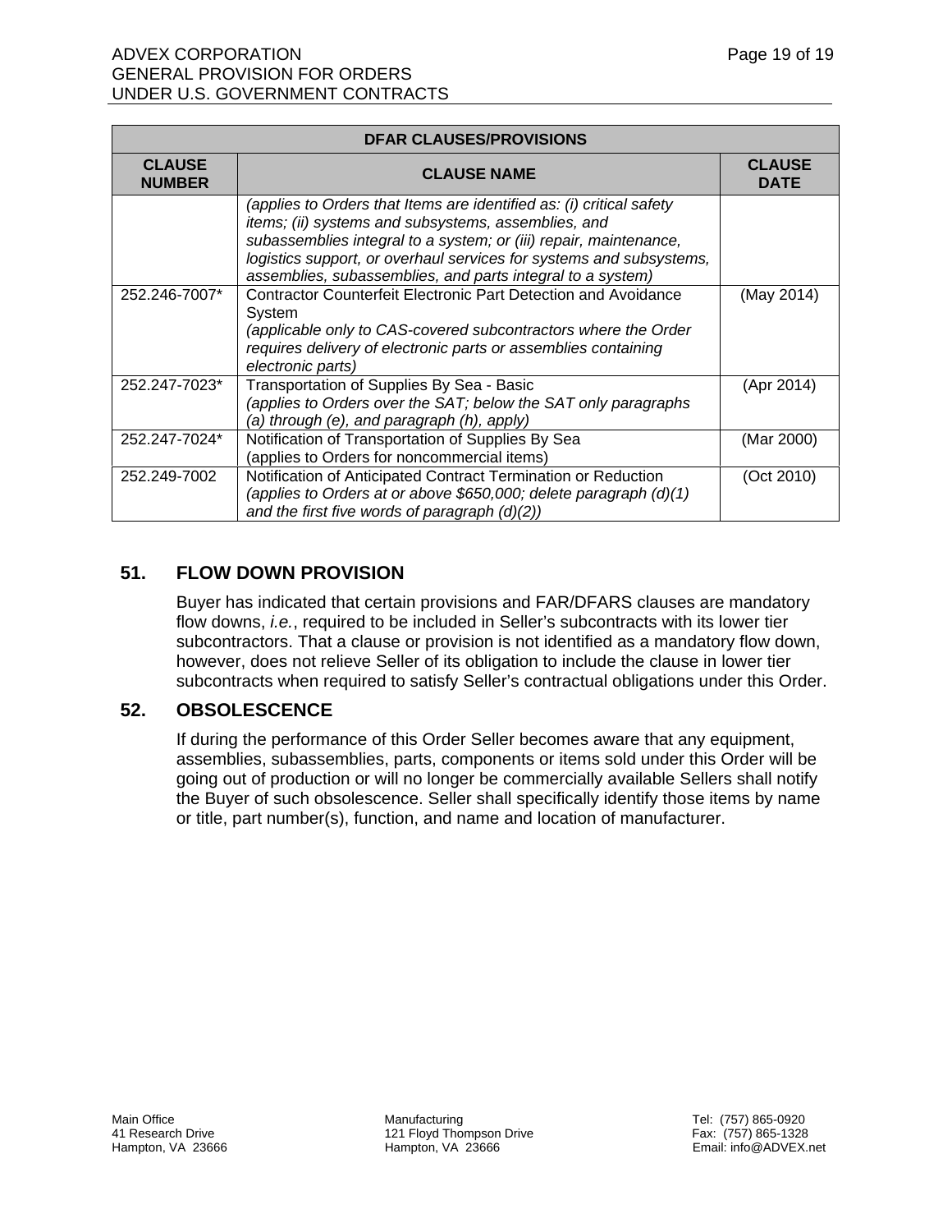| DFAR CLAUSES/PROVISIONS | | |
|---|---|---|
| **CLAUSE NUMBER** | **CLAUSE NAME** | **CLAUSE DATE** |
| | *(applies to Orders that Items are identified as: (i) critical safety items; (ii) systems and subsystems, assemblies, and subassemblies integral to a system; or (iii) repair, maintenance, logistics support, or overhaul services for systems and subsystems, assemblies, subassemblies, and parts integral to a system)* | |
| 252.246-7007* | Contractor Counterfeit Electronic Part Detection and Avoidance System *(applicable only to CAS-covered subcontractors where the Order requires delivery of electronic parts or assemblies containing electronic parts)* | (May 2014) |
| 252.247-7023* | Transportation of Supplies By Sea - Basic *(applies to Orders over the SAT; below the SAT only paragraphs (a) through (e), and paragraph (h), apply)* | (Apr 2014) |
| 252.247-7024* | Notification of Transportation of Supplies By Sea (applies to Orders for noncommercial items) | (Mar 2000) |
| 252.249-7002 | Notification of Anticipated Contract Termination or Reduction *(applies to Orders at or above $650,000; delete paragraph (d)(1) and the first five words of paragraph (d)(2))* | (Oct 2010) |

## 51. FLOW DOWN PROVISION

Buyer has indicated that certain provisions and FAR/DFARS clauses are mandatory flow downs, *i.e.*, required to be included in Seller's subcontracts with its lower tier subcontractors. That a clause or provision is not identified as a mandatory flow down, however, does not relieve Seller of its obligation to include the clause in lower tier subcontracts when required to satisfy Seller's contractual obligations under this Order.

## 52. OBSOLESCENCE

If during the performance of this Order Seller becomes aware that any equipment, assemblies, subassemblies, parts, components or items sold under this Order will be going out of production or will no longer be commercially available Sellers shall notify the Buyer of such obsolescence. Seller shall specifically identify those items by name or title, part number(s), function, and name and location of manufacturer.